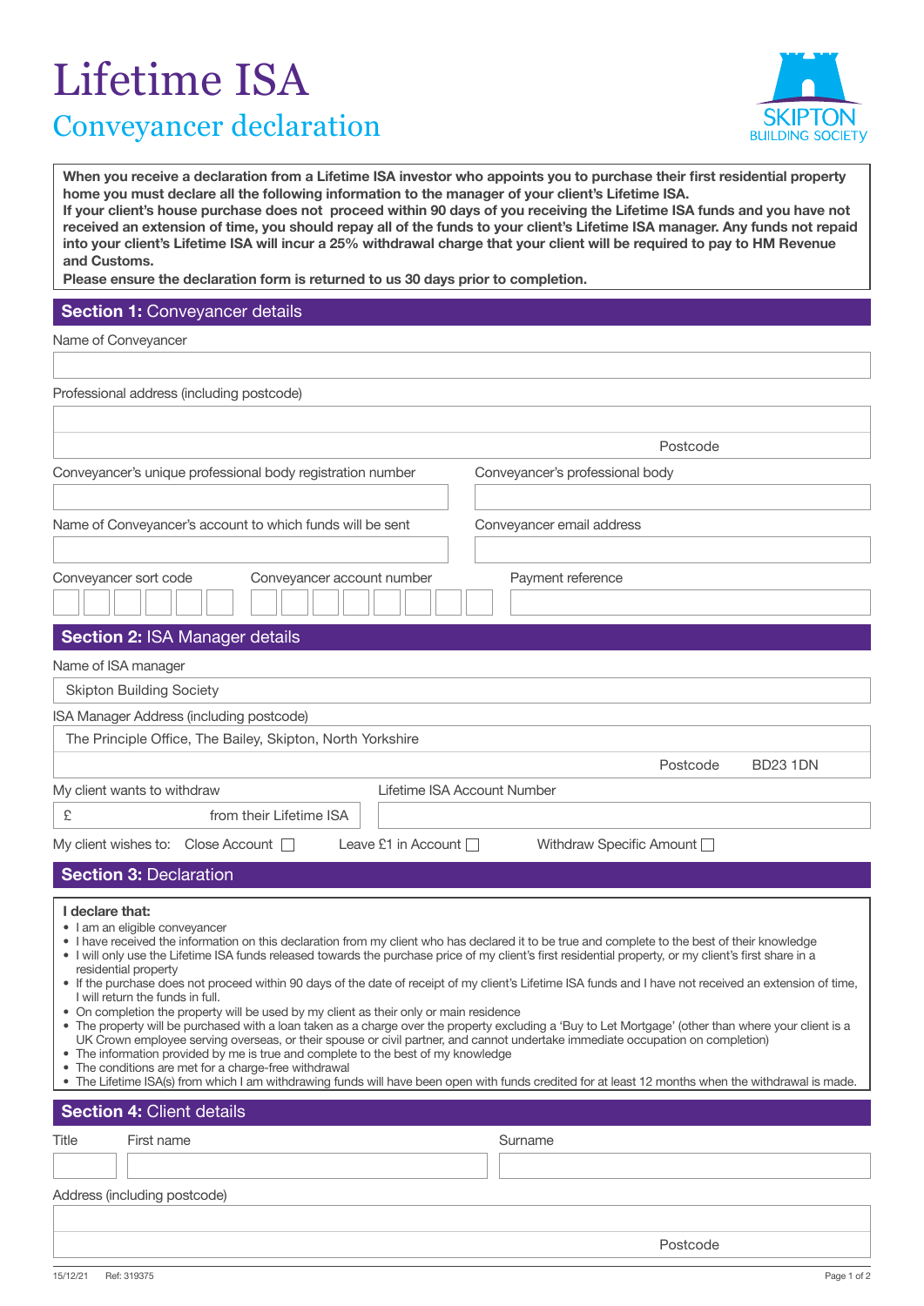# Lifetime ISA

## Conveyancer declaration

SKIPTON BUILDING SOCIETY

**When you receive a declaration from a Lifetime ISA investor who appoints you to purchase their first residential property home you must declare all the following information to the manager of your client's Lifetime ISA.**
**If your client's house purchase does not proceed within 90 days of you receiving the Lifetime ISA funds and you have not received an extension of time, you should repay all of the funds to your client's Lifetime ISA manager. Any funds not repaid into your client's Lifetime ISA will incur a 25% withdrawal charge that your client will be required to pay to HM Revenue and Customs.**
**Please ensure the declaration form is returned to us 30 days prior to completion.**

## Section 1: Conveyancer details

Name of Conveyancer

Professional address (including postcode)

Postcode

Conveyancer's unique professional body registration number

Conveyancer's professional body

Name of Conveyancer's account to which funds will be sent

Conveyancer email address

Conveyancer sort code

Conveyancer account number

Payment reference

## Section 2: ISA Manager details

Name of ISA manager

Skipton Building Society

ISA Manager Address (including postcode)

The Principle Office, The Bailey, Skipton, North Yorkshire

Postcode BD23 1DN

My client wants to withdraw

£ from their Lifetime ISA

Lifetime ISA Account Number

My client wishes to: Close Account ☐ Leave £1 in Account ☐ Withdraw Specific Amount ☐

## Section 3: Declaration

**I declare that:**

- I am an eligible conveyancer
- I have received the information on this declaration from my client who has declared it to be true and complete to the best of their knowledge
- I will only use the Lifetime ISA funds released towards the purchase price of my client's first residential property, or my client's first share in a residential property
- If the purchase does not proceed within 90 days of the date of receipt of my client's Lifetime ISA funds and I have not received an extension of time, I will return the funds in full.
- On completion the property will be used by my client as their only or main residence
- The property will be purchased with a loan taken as a charge over the property excluding a 'Buy to Let Mortgage' (other than where your client is a UK Crown employee serving overseas, or their spouse or civil partner, and cannot undertake immediate occupation on completion)
- The information provided by me is true and complete to the best of my knowledge
- The conditions are met for a charge-free withdrawal
- The Lifetime ISA(s) from which I am withdrawing funds will have been open with funds credited for at least 12 months when the withdrawal is made.

## Section 4: Client details

Title

First name

Surname

Address (including postcode)

Postcode

15/12/21 Ref: 319375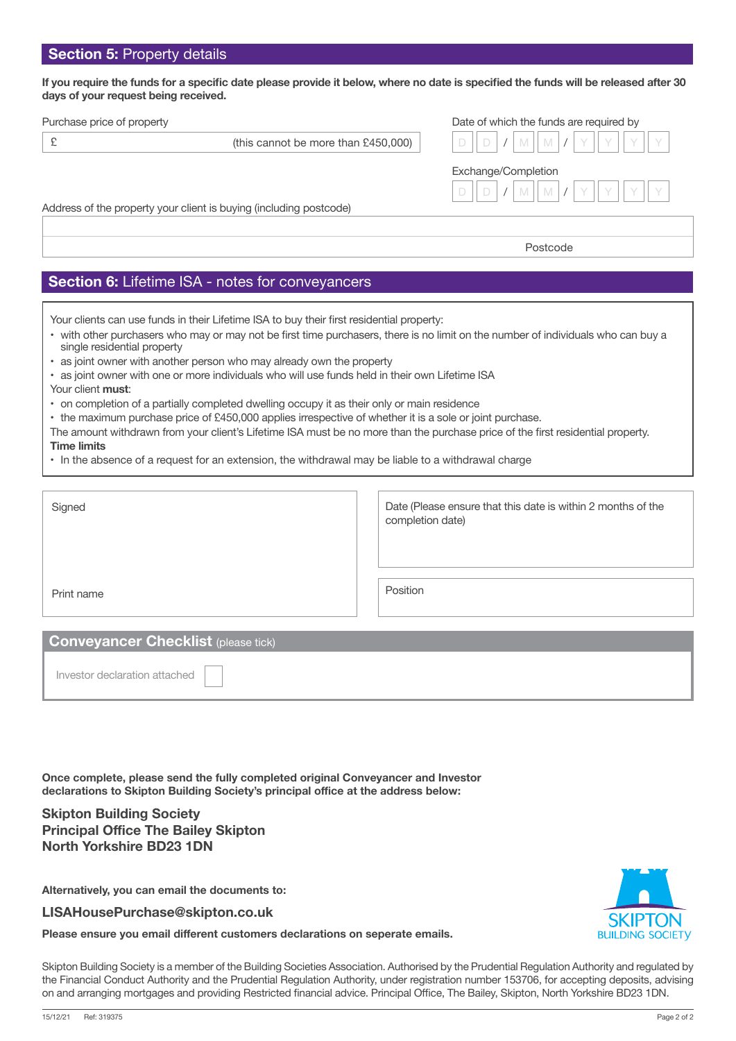## Section 5: Property details

**If you require the funds for a specific date please provide it below, where no date is specified the funds will be released after 30 days of your request being received.**

Purchase price of property

£ (this cannot be more than £450,000)

Date of which the funds are required by

D D / M M / Y Y Y Y

Exchange/Completion

D D / M M / Y Y Y Y

Address of the property your client is buying (including postcode)

Postcode

## Section 6: Lifetime ISA - notes for conveyancers

Your clients can use funds in their Lifetime ISA to buy their first residential property:

- with other purchasers who may or may not be first time purchasers, there is no limit on the number of individuals who can buy a single residential property
- as joint owner with another person who may already own the property
- as joint owner with one or more individuals who will use funds held in their own Lifetime ISA

Your client **must**:

- on completion of a partially completed dwelling occupy it as their only or main residence
- the maximum purchase price of £450,000 applies irrespective of whether it is a sole or joint purchase.

The amount withdrawn from your client's Lifetime ISA must be no more than the purchase price of the first residential property.

**Time limits**

- In the absence of a request for an extension, the withdrawal may be liable to a withdrawal charge

| | |
|---|---|
| Signed | Date (Please ensure that this date is within 2 months of the completion date) |
| Print name | Position |

## Conveyancer Checklist (please tick)

Investor declaration attached ☐

**Once complete, please send the fully completed original Conveyancer and Investor declarations to Skipton Building Society's principal office at the address below:**

**Skipton Building Society**
**Principal Office The Bailey Skipton**
**North Yorkshire BD23 1DN**

**Alternatively, you can email the documents to:**

**LISAHousePurchase@skipton.co.uk**

**Please ensure you email different customers declarations on seperate emails.**

SKIPTON BUILDING SOCIETY

Skipton Building Society is a member of the Building Societies Association. Authorised by the Prudential Regulation Authority and regulated by the Financial Conduct Authority and the Prudential Regulation Authority, under registration number 153706, for accepting deposits, advising on and arranging mortgages and providing Restricted financial advice. Principal Office, The Bailey, Skipton, North Yorkshire BD23 1DN.

15/12/21 Ref: 319375